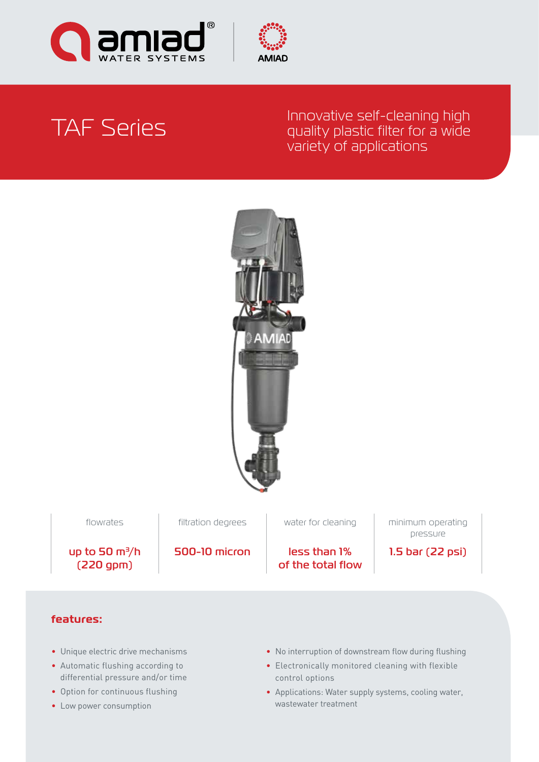# TAF Series

Innovative self-cleaning high quality plastic filter for a wide variety of applications

| flowrates | filtration degrees | water for cleaning | minimum operating pressure |
|---|---|---|---|
| up to 50 $m^3/h$ (220 gpm) | 500-10 micron | less than 1% of the total flow | 1.5 bar (22 psi) |

## features:

- Unique electric drive mechanisms
- Automatic flushing according to differential pressure and/or time
- Option for continuous flushing
- Low power consumption
- No interruption of downstream flow during flushing
- Electronically monitored cleaning with flexible control options
- Applications: Water supply systems, cooling water, wastewater treatment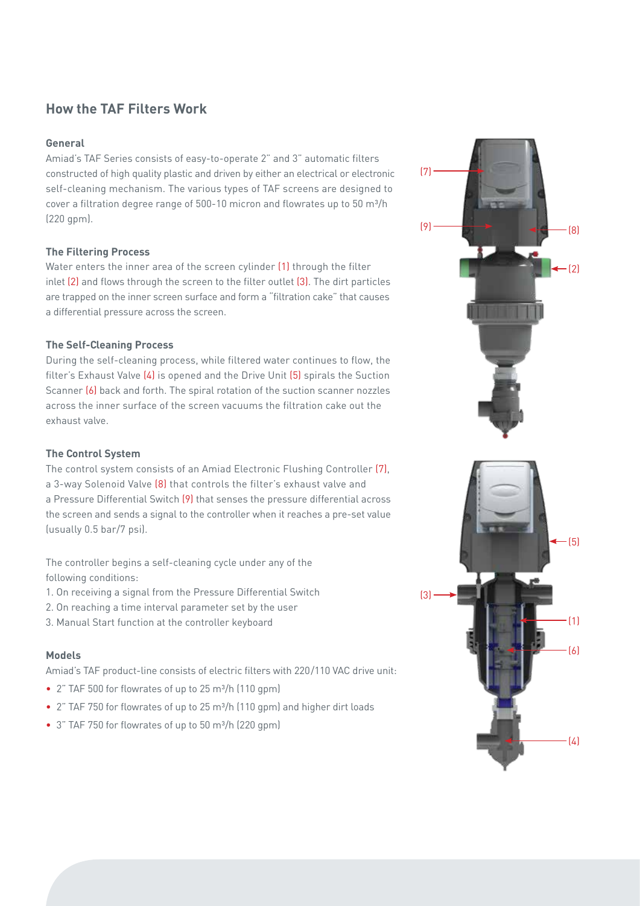## How the TAF Filters Work

### General

Amiad's TAF Series consists of easy-to-operate 2" and 3" automatic filters constructed of high quality plastic and driven by either an electrical or electronic self-cleaning mechanism. The various types of TAF screens are designed to cover a filtration degree range of 500-10 micron and flowrates up to 50 m³/h (220 gpm).

### The Filtering Process

Water enters the inner area of the screen cylinder (1) through the filter inlet (2) and flows through the screen to the filter outlet (3). The dirt particles are trapped on the inner screen surface and form a "filtration cake" that causes a differential pressure across the screen.

### The Self-Cleaning Process

During the self-cleaning process, while filtered water continues to flow, the filter's Exhaust Valve (4) is opened and the Drive Unit (5) spirals the Suction Scanner (6) back and forth. The spiral rotation of the suction scanner nozzles across the inner surface of the screen vacuums the filtration cake out the exhaust valve.

### The Control System

The control system consists of an Amiad Electronic Flushing Controller (7), a 3-way Solenoid Valve (8) that controls the filter's exhaust valve and a Pressure Differential Switch (9) that senses the pressure differential across the screen and sends a signal to the controller when it reaches a pre-set value (usually 0.5 bar/7 psi).

The controller begins a self-cleaning cycle under any of the following conditions:

1. On receiving a signal from the Pressure Differential Switch
2. On reaching a time interval parameter set by the user
3. Manual Start function at the controller keyboard

### Models

Amiad's TAF product-line consists of electric filters with 220/110 VAC drive unit:

- 2" TAF 500 for flowrates of up to 25 m³/h (110 gpm)
- 2" TAF 750 for flowrates of up to 25 m³/h (110 gpm) and higher dirt loads
- 3" TAF 750 for flowrates of up to 50 m³/h (220 gpm)

(7) (9) (8) (2)

(5) (3) (1) (6) (4)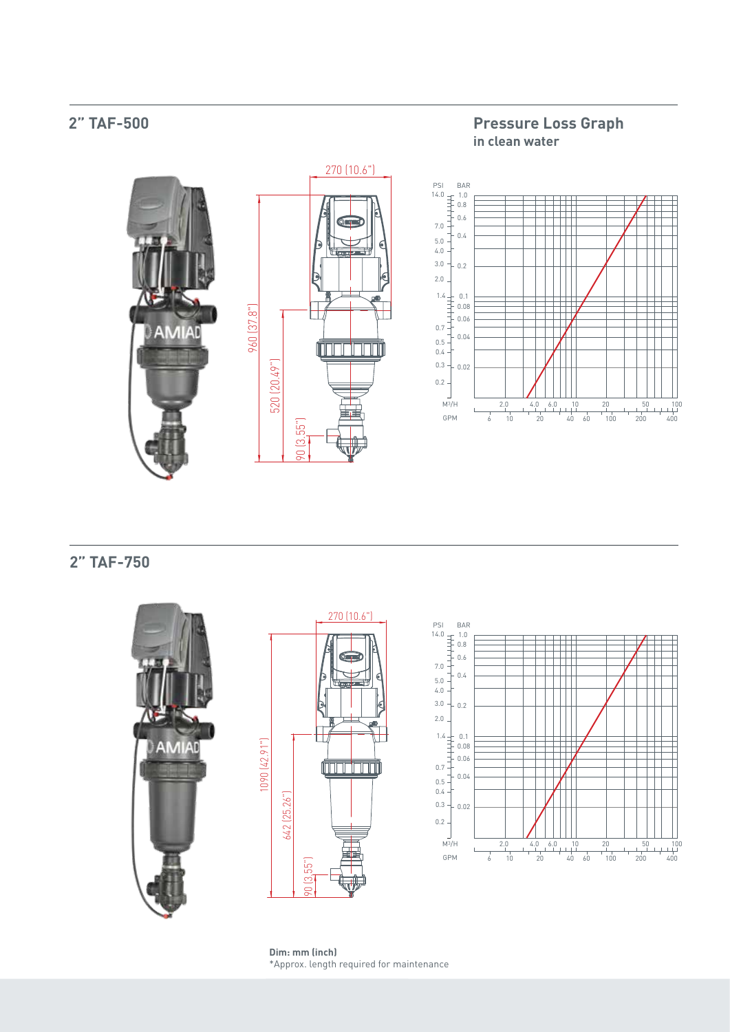## 2" TAF-500

## Pressure Loss Graph

**in clean water**

## 2" TAF-750

**Dim: mm (inch)**

*Approx. length required for maintenance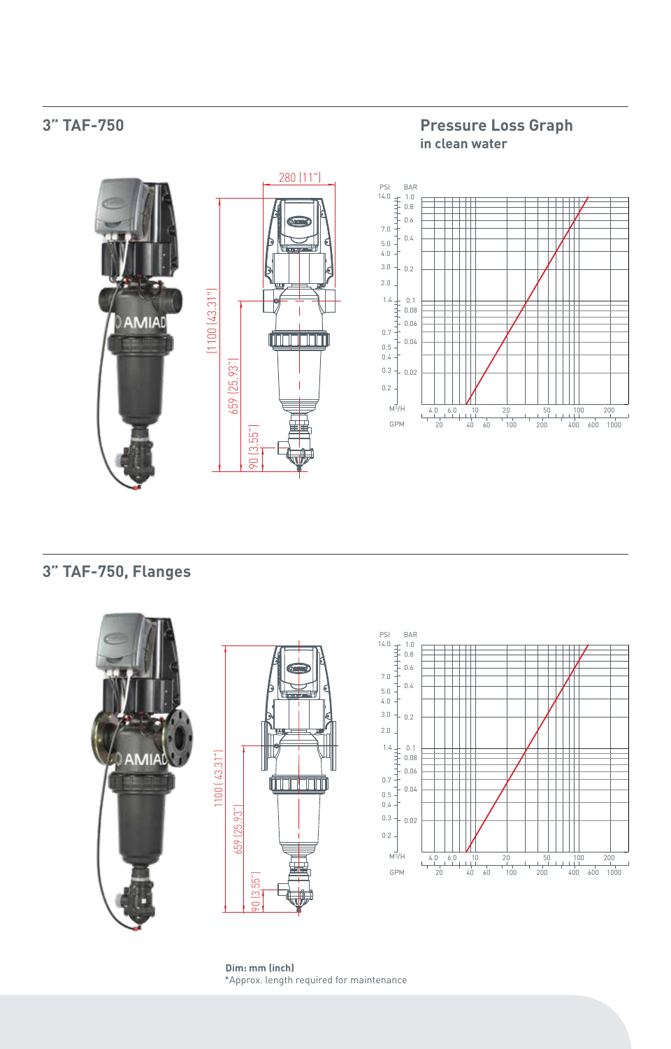## 3” TAF-750

### Pressure Loss Graph
in clean water

280 (11")

1100 (43.31")

659 (25.93")

90 (3.55")

## 3” TAF-750, Flanges

1100 (43.31")

659 (25.93")

90 (3.55")

**Dim: mm (inch)**
*Approx. length required for maintenance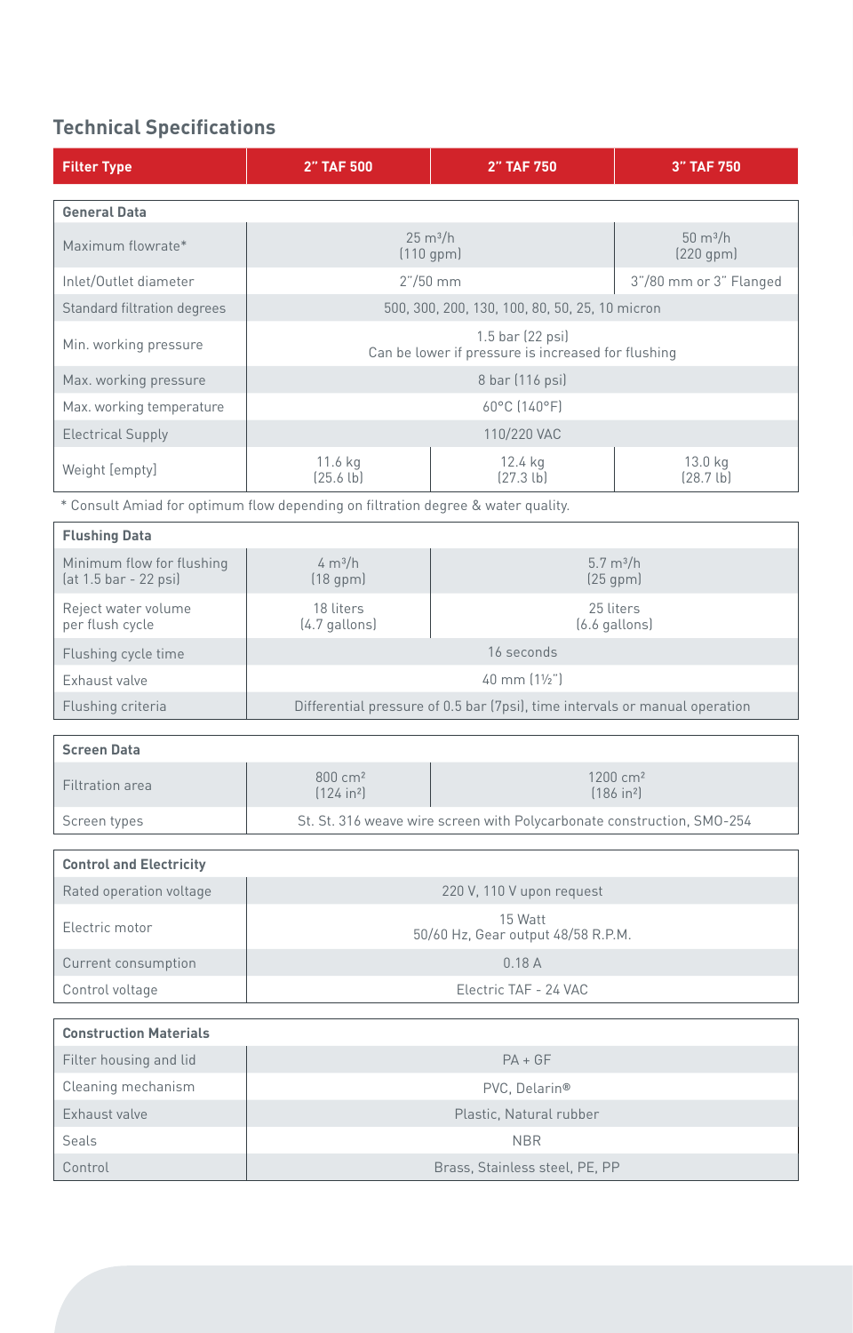## Technical Specifications

| Filter Type | 2" TAF 500 | 2" TAF 750 | 3" TAF 750 |
|---|---|---|---|
| **General Data** | | | |
| Maximum flowrate* | 25 m³/h (110 gpm) | 25 m³/h (110 gpm) | 50 m³/h (220 gpm) |
| Inlet/Outlet diameter | 2"/50 mm | 2"/50 mm | 3"/80 mm or 3" Flanged |
| Standard filtration degrees | 500, 300, 200, 130, 100, 80, 50, 25, 10 micron | | |
| Min. working pressure | 1.5 bar (22 psi) Can be lower if pressure is increased for flushing | | |
| Max. working pressure | 8 bar (116 psi) | | |
| Max. working temperature | 60°C (140°F) | | |
| Electrical Supply | 110/220 VAC | | |
| Weight (empty) | 11.6 kg (25.6 lb) | 12.4 kg (27.3 lb) | 13.0 kg (28.7 lb) |

* Consult Amiad for optimum flow depending on filtration degree & water quality.

| Flushing Data | | | |
|---|---|---|---|
| Minimum flow for flushing (at 1.5 bar - 22 psi) | 4 m³/h (18 gpm) | 5.7 m³/h (25 gpm) | |
| Reject water volume per flush cycle | 18 liters (4.7 gallons) | 25 liters (6.6 gallons) | |
| Flushing cycle time | 16 seconds | | |
| Exhaust valve | 40 mm (1½") | | |
| Flushing criteria | Differential pressure of 0.5 bar (7psi), time intervals or manual operation | | |

| Screen Data | | | |
|---|---|---|---|
| Filtration area | 800 cm² (124 in²) | 1200 cm² (186 in²) | |
| Screen types | St. St. 316 weave wire screen with Polycarbonate construction, SMO-254 | | |

| Control and Electricity | |
|---|---|
| Rated operation voltage | 220 V, 110 V upon request |
| Electric motor | 15 Watt 50/60 Hz, Gear output 48/58 R.P.M. |
| Current consumption | 0.18 A |
| Control voltage | Electric TAF - 24 VAC |

| Construction Materials | |
|---|---|
| Filter housing and lid | PA + GF |
| Cleaning mechanism | PVC, Delarin® |
| Exhaust valve | Plastic, Natural rubber |
| Seals | NBR |
| Control | Brass, Stainless steel, PE, PP |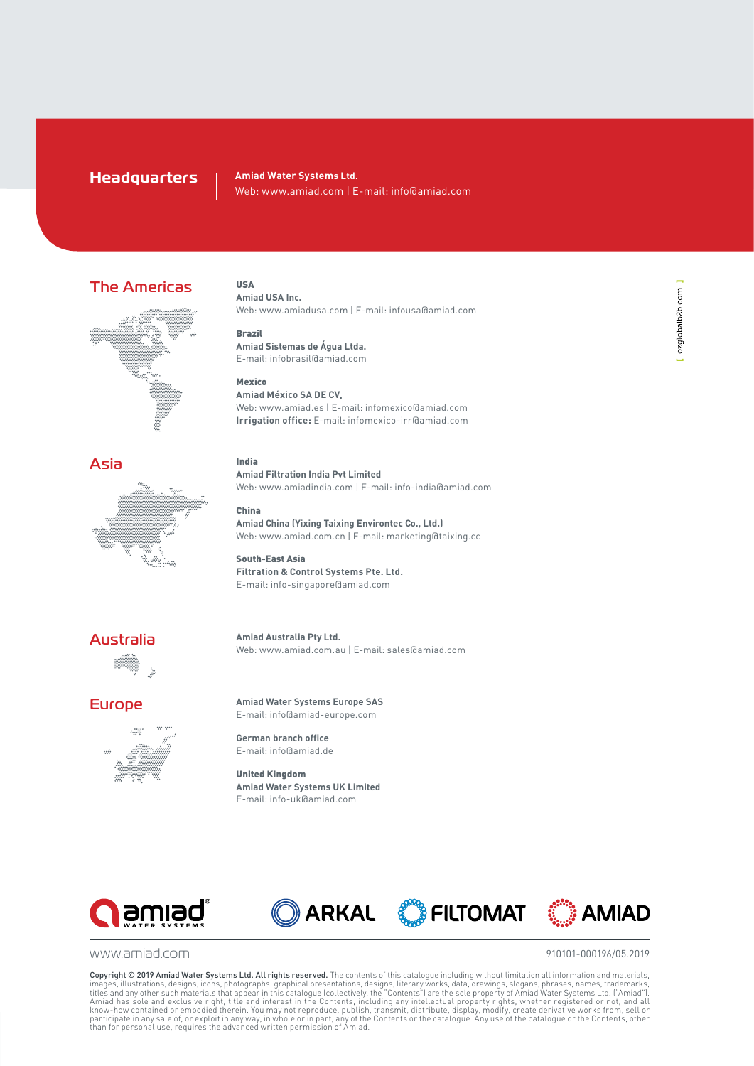## Headquarters

**Amiad Water Systems Ltd.**
Web: www.amiad.com | E-mail: info@amiad.com

## The Americas

**USA**
**Amiad USA Inc.**
Web: www.amiadusa.com | E-mail: infousa@amiad.com

**Brazil**
**Amiad Sistemas de Água Ltda.**
E-mail: infobrasil@amiad.com

**Mexico**
**Amiad México SA DE CV,**
Web: www.amiad.es | E-mail: infomexico@amiad.com
**Irrigation office:** E-mail: infomexico-irr@amiad.com

## Asia

**India**
**Amiad Filtration India Pvt Limited**
Web: www.amiadindia.com | E-mail: info-india@amiad.com

**China**
**Amiad China (Yixing Taixing Environtec Co., Ltd.)**
Web: www.amiad.com.cn | E-mail: marketing@taixing.cc

**South-East Asia**
**Filtration & Control Systems Pte. Ltd.**
E-mail: info-singapore@amiad.com

## Australia

**Amiad Australia Pty Ltd.**
Web: www.amiad.com.au | E-mail: sales@amiad.com

## Europe

**Amiad Water Systems Europe SAS**
E-mail: info@amiad-europe.com

**German branch office**
E-mail: info@amiad.de

**United Kingdom**
**Amiad Water Systems UK Limited**
E-mail: info-uk@amiad.com

[ ozglobalb2b.com ]

amiad WATER SYSTEMS | ARKAL | FILTOMAT | AMIAD

www.amiad.com

910101-000196/05.2019

**Copyright © 2019 Amiad Water Systems Ltd. All rights reserved.** The contents of this catalogue including without limitation all information and materials, images, illustrations, designs, icons, photographs, graphical presentations, designs, literary works, data, drawings, slogans, phrases, names, trademarks, titles and any other such materials that appear in this catalogue (collectively, the "Contents") are the sole property of Amiad Water Systems Ltd. ("Amiad"). Amiad has sole and exclusive right, title and interest in the Contents, including any intellectual property rights, whether registered or not, and all know-how contained or embodied therein. You may not reproduce, publish, transmit, distribute, display, modify, create derivative works from, sell or participate in any sale of, or exploit in any way, in whole or in part, any of the Contents or the catalogue. Any use of the catalogue or the Contents, other than for personal use, requires the advanced written permission of Amiad.